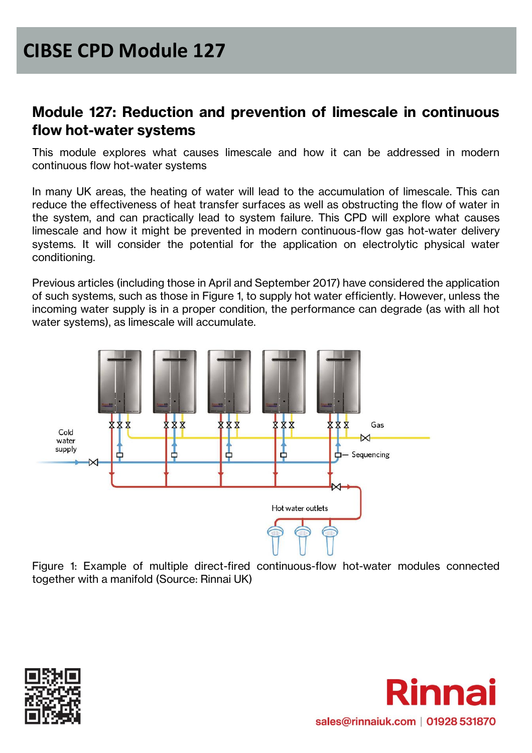# CIBSE CPD Module 127

## Module 127: Reduction and prevention of limescale in continuous flow hot-water systems

This module explores what causes limescale and how it can be addressed in modern continuous flow hot-water systems

In many UK areas, the heating of water will lead to the accumulation of limescale. This can reduce the effectiveness of heat transfer surfaces as well as obstructing the flow of water in the system, and can practically lead to system failure. This CPD will explore what causes limescale and how it might be prevented in modern continuous-flow gas hot-water delivery systems. It will consider the potential for the application on electrolytic physical water conditioning.

Previous articles (including those in April and September 2017) have considered the application of such systems, such as those in Figure 1, to supply hot water efficiently. However, unless the incoming water supply is in a proper condition, the performance can degrade (as with all hot water systems), as limescale will accumulate.

Figure 1: Example of multiple direct-fired continuous-flow hot-water modules connected together with a manifold (Source: Rinnai UK)

Rinnai

sales@rinnaiuk.com | 01928 531870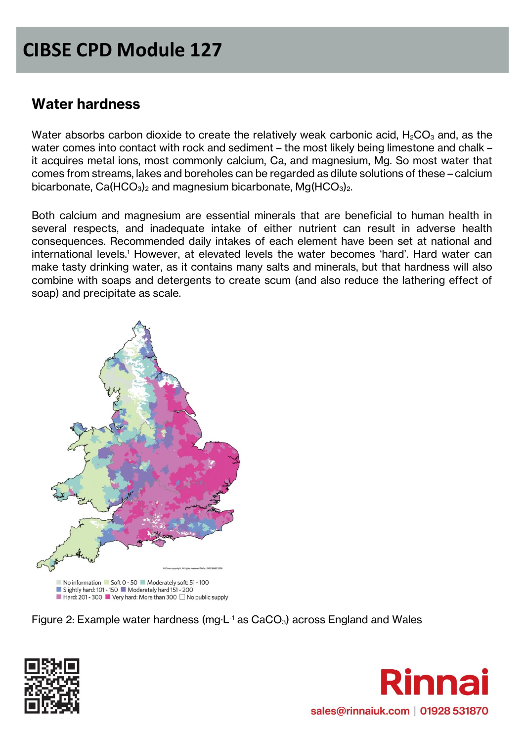## Water hardness

Water absorbs carbon dioxide to create the relatively weak carbonic acid, $H_2CO_3$ and, as the water comes into contact with rock and sediment – the most likely being limestone and chalk – it acquires metal ions, most commonly calcium, Ca, and magnesium, Mg. So most water that comes from streams, lakes and boreholes can be regarded as dilute solutions of these – calcium bicarbonate, $Ca(HCO_3)_2$ and magnesium bicarbonate, $Mg(HCO_3)_2$.

Both calcium and magnesium are essential minerals that are beneficial to human health in several respects, and inadequate intake of either nutrient can result in adverse health consequences. Recommended daily intakes of each element have been set at national and international levels.[1] However, at elevated levels the water becomes 'hard'. Hard water can make tasty drinking water, as it contains many salts and minerals, but that hardness will also combine with soaps and detergents to create scum (and also reduce the lathering effect of soap) and precipitate as scale.

No information | Soft 0 - 50 | Moderately soft: 51 - 100 | Slightly hard: 101 - 150 | Moderately hard 151 - 200 | Hard: 201 - 300 | Very hard: More than 300 | No public supply

Figure 2: Example water hardness ($mg \cdot L^{-1}$ as $CaCO_3$) across England and Wales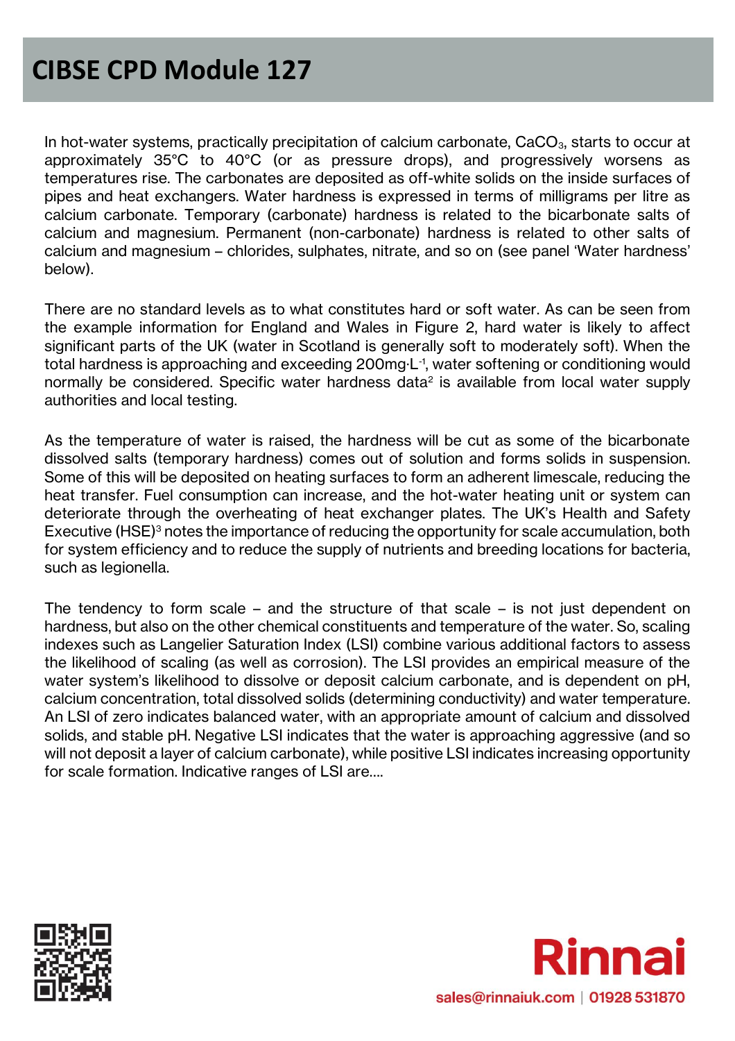In hot-water systems, practically precipitation of calcium carbonate, $CaCO_3$, starts to occur at approximately 35°C to 40°C (or as pressure drops), and progressively worsens as temperatures rise. The carbonates are deposited as off-white solids on the inside surfaces of pipes and heat exchangers. Water hardness is expressed in terms of milligrams per litre as calcium carbonate. Temporary (carbonate) hardness is related to the bicarbonate salts of calcium and magnesium. Permanent (non-carbonate) hardness is related to other salts of calcium and magnesium – chlorides, sulphates, nitrate, and so on (see panel 'Water hardness' below).

There are no standard levels as to what constitutes hard or soft water. As can be seen from the example information for England and Wales in Figure 2, hard water is likely to affect significant parts of the UK (water in Scotland is generally soft to moderately soft). When the total hardness is approaching and exceeding $200mg \cdot L^{-1}$, water softening or conditioning would normally be considered. Specific water hardness data[2] is available from local water supply authorities and local testing.

As the temperature of water is raised, the hardness will be cut as some of the bicarbonate dissolved salts (temporary hardness) comes out of solution and forms solids in suspension. Some of this will be deposited on heating surfaces to form an adherent limescale, reducing the heat transfer. Fuel consumption can increase, and the hot-water heating unit or system can deteriorate through the overheating of heat exchanger plates. The UK's Health and Safety Executive (HSE)[3] notes the importance of reducing the opportunity for scale accumulation, both for system efficiency and to reduce the supply of nutrients and breeding locations for bacteria, such as legionella.

The tendency to form scale – and the structure of that scale – is not just dependent on hardness, but also on the other chemical constituents and temperature of the water. So, scaling indexes such as Langelier Saturation Index (LSI) combine various additional factors to assess the likelihood of scaling (as well as corrosion). The LSI provides an empirical measure of the water system's likelihood to dissolve or deposit calcium carbonate, and is dependent on pH, calcium concentration, total dissolved solids (determining conductivity) and water temperature. An LSI of zero indicates balanced water, with an appropriate amount of calcium and dissolved solids, and stable pH. Negative LSI indicates that the water is approaching aggressive (and so will not deposit a layer of calcium carbonate), while positive LSI indicates increasing opportunity for scale formation. Indicative ranges of LSI are….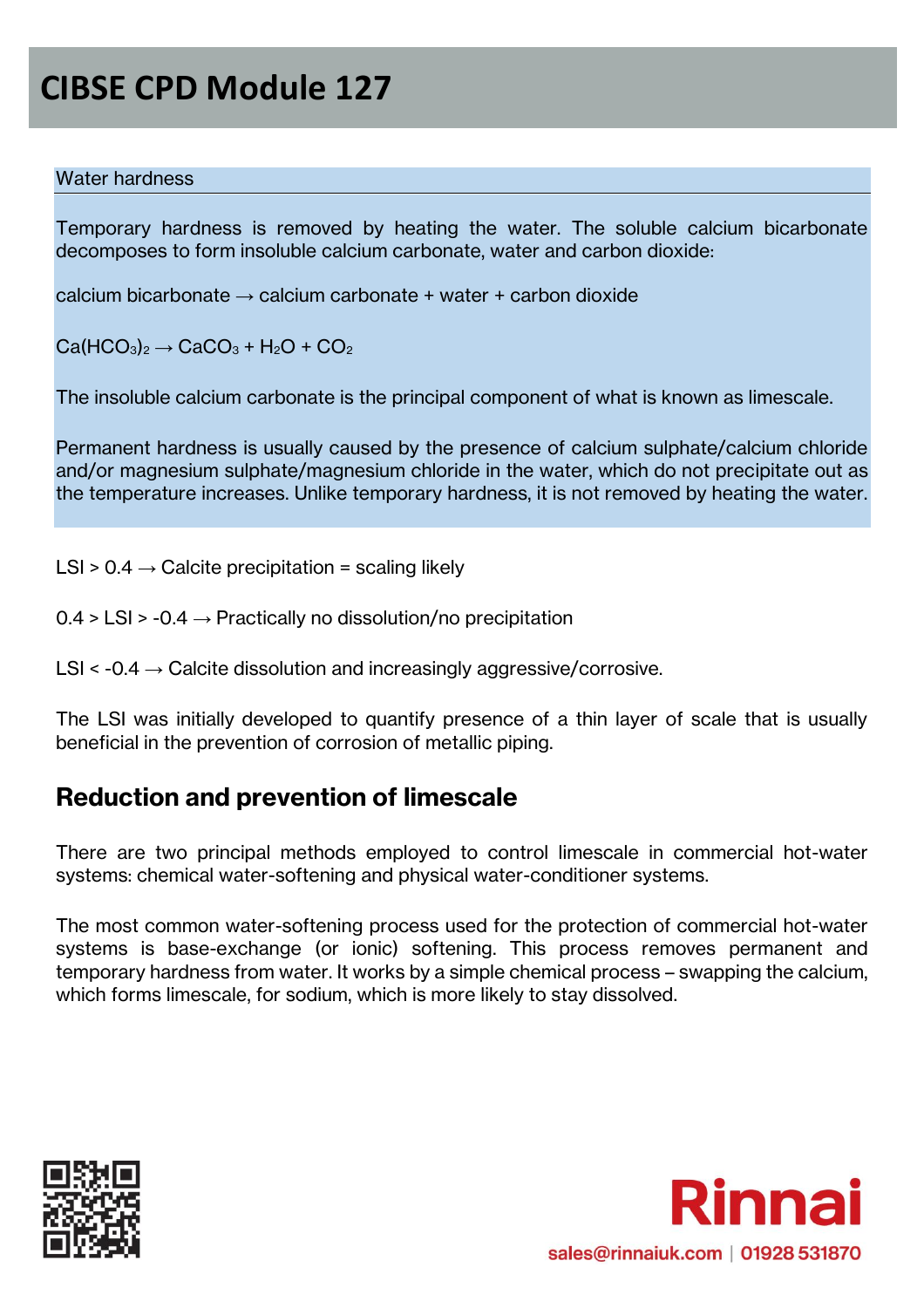Water hardness

Temporary hardness is removed by heating the water. The soluble calcium bicarbonate decomposes to form insoluble calcium carbonate, water and carbon dioxide:

calcium bicarbonate → calcium carbonate + water + carbon dioxide

$Ca(HCO_3)_2 \rightarrow CaCO_3 + H_2O + CO_2$

The insoluble calcium carbonate is the principal component of what is known as limescale.

Permanent hardness is usually caused by the presence of calcium sulphate/calcium chloride and/or magnesium sulphate/magnesium chloride in the water, which do not precipitate out as the temperature increases. Unlike temporary hardness, it is not removed by heating the water.

LSI > 0.4 → Calcite precipitation = scaling likely

0.4 > LSI > -0.4 → Practically no dissolution/no precipitation

LSI < -0.4 → Calcite dissolution and increasingly aggressive/corrosive.

The LSI was initially developed to quantify presence of a thin layer of scale that is usually beneficial in the prevention of corrosion of metallic piping.

## Reduction and prevention of limescale

There are two principal methods employed to control limescale in commercial hot-water systems: chemical water-softening and physical water-conditioner systems.

The most common water-softening process used for the protection of commercial hot-water systems is base-exchange (or ionic) softening. This process removes permanent and temporary hardness from water. It works by a simple chemical process – swapping the calcium, which forms limescale, for sodium, which is more likely to stay dissolved.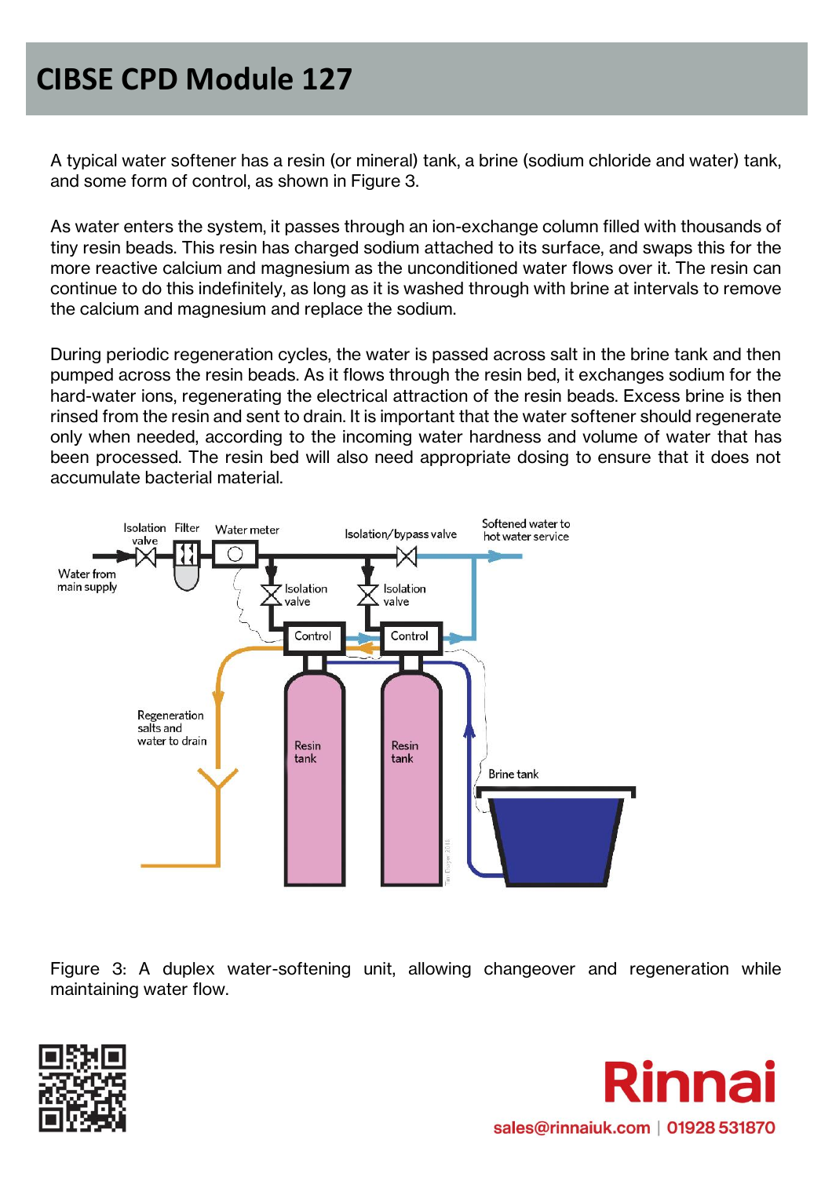# CIBSE CPD Module 127

A typical water softener has a resin (or mineral) tank, a brine (sodium chloride and water) tank, and some form of control, as shown in Figure 3.

As water enters the system, it passes through an ion-exchange column filled with thousands of tiny resin beads. This resin has charged sodium attached to its surface, and swaps this for the more reactive calcium and magnesium as the unconditioned water flows over it. The resin can continue to do this indefinitely, as long as it is washed through with brine at intervals to remove the calcium and magnesium and replace the sodium.

During periodic regeneration cycles, the water is passed across salt in the brine tank and then pumped across the resin beads. As it flows through the resin bed, it exchanges sodium for the hard-water ions, regenerating the electrical attraction of the resin beads. Excess brine is then rinsed from the resin and sent to drain. It is important that the water softener should regenerate only when needed, according to the incoming water hardness and volume of water that has been processed. The resin bed will also need appropriate dosing to ensure that it does not accumulate bacterial material.

Figure 3: A duplex water-softening unit, allowing changeover and regeneration while maintaining water flow.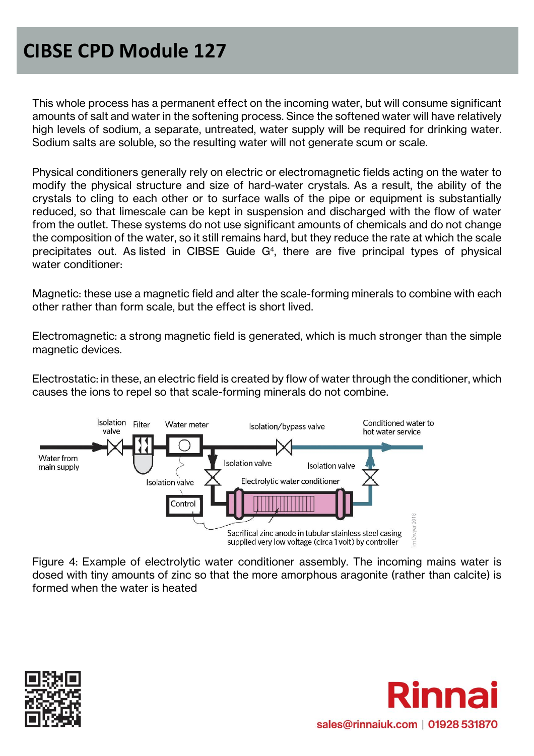This whole process has a permanent effect on the incoming water, but will consume significant amounts of salt and water in the softening process. Since the softened water will have relatively high levels of sodium, a separate, untreated, water supply will be required for drinking water. Sodium salts are soluble, so the resulting water will not generate scum or scale.

Physical conditioners generally rely on electric or electromagnetic fields acting on the water to modify the physical structure and size of hard-water crystals. As a result, the ability of the crystals to cling to each other or to surface walls of the pipe or equipment is substantially reduced, so that limescale can be kept in suspension and discharged with the flow of water from the outlet. These systems do not use significant amounts of chemicals and do not change the composition of the water, so it still remains hard, but they reduce the rate at which the scale precipitates out. As listed in CIBSE Guide G[4], there are five principal types of physical water conditioner:

Magnetic: these use a magnetic field and alter the scale-forming minerals to combine with each other rather than form scale, but the effect is short lived.

Electromagnetic: a strong magnetic field is generated, which is much stronger than the simple magnetic devices.

Electrostatic: in these, an electric field is created by flow of water through the conditioner, which causes the ions to repel so that scale-forming minerals do not combine.

Figure 4: Example of electrolytic water conditioner assembly. The incoming mains water is dosed with tiny amounts of zinc so that the more amorphous aragonite (rather than calcite) is formed when the water is heated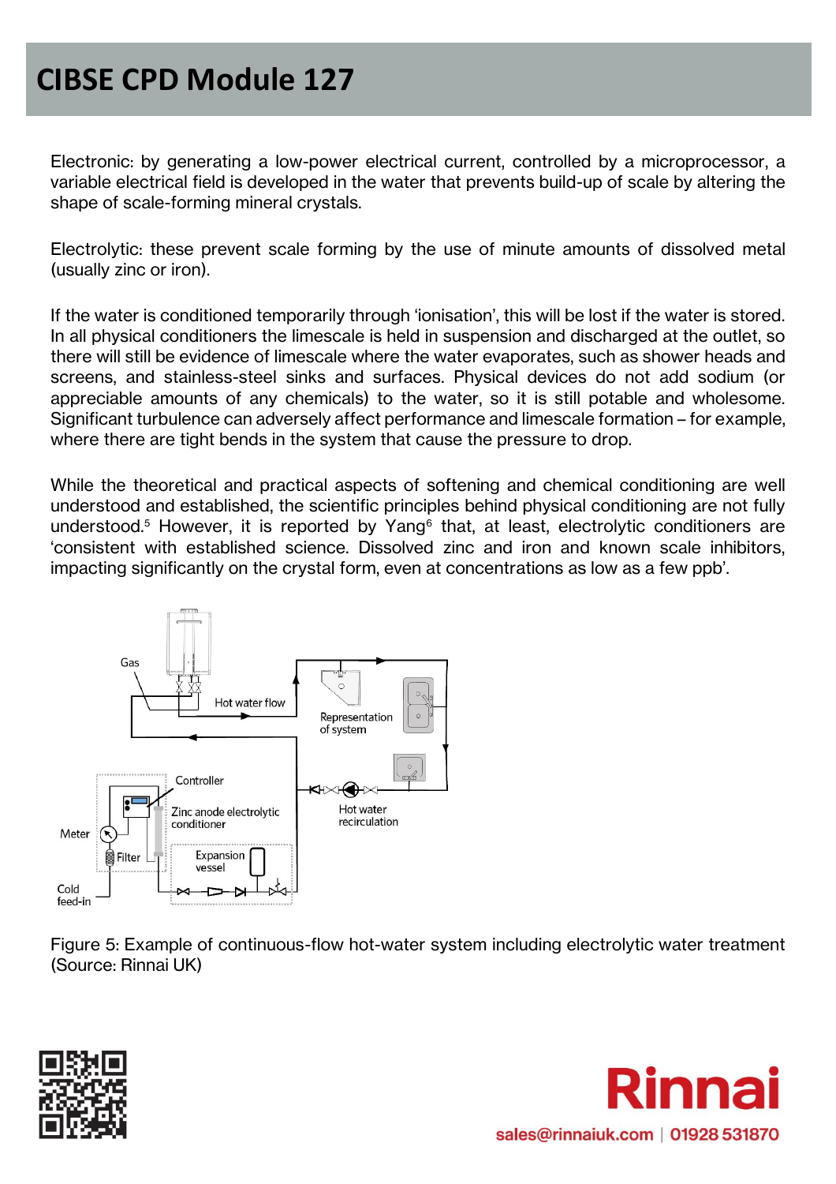Electronic: by generating a low-power electrical current, controlled by a microprocessor, a variable electrical field is developed in the water that prevents build-up of scale by altering the shape of scale-forming mineral crystals.

Electrolytic: these prevent scale forming by the use of minute amounts of dissolved metal (usually zinc or iron).

If the water is conditioned temporarily through 'ionisation', this will be lost if the water is stored. In all physical conditioners the limescale is held in suspension and discharged at the outlet, so there will still be evidence of limescale where the water evaporates, such as shower heads and screens, and stainless-steel sinks and surfaces. Physical devices do not add sodium (or appreciable amounts of any chemicals) to the water, so it is still potable and wholesome. Significant turbulence can adversely affect performance and limescale formation – for example, where there are tight bends in the system that cause the pressure to drop.

While the theoretical and practical aspects of softening and chemical conditioning are well understood and established, the scientific principles behind physical conditioning are not fully understood.[5] However, it is reported by Yang[6] that, at least, electrolytic conditioners are 'consistent with established science. Dissolved zinc and iron and known scale inhibitors, impacting significantly on the crystal form, even at concentrations as low as a few ppb'.

Figure 5: Example of continuous-flow hot-water system including electrolytic water treatment (Source: Rinnai UK)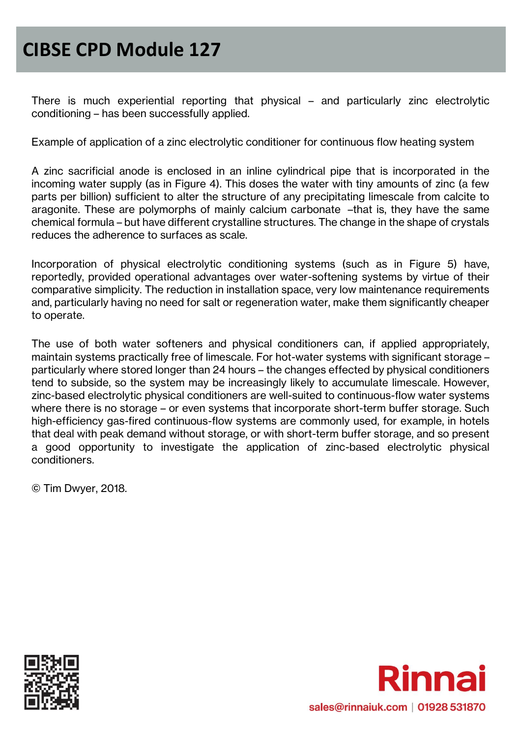There is much experiential reporting that physical – and particularly zinc electrolytic conditioning – has been successfully applied.

Example of application of a zinc electrolytic conditioner for continuous flow heating system

A zinc sacrificial anode is enclosed in an inline cylindrical pipe that is incorporated in the incoming water supply (as in Figure 4). This doses the water with tiny amounts of zinc (a few parts per billion) sufficient to alter the structure of any precipitating limescale from calcite to aragonite. These are polymorphs of mainly calcium carbonate –that is, they have the same chemical formula – but have different crystalline structures. The change in the shape of crystals reduces the adherence to surfaces as scale.

Incorporation of physical electrolytic conditioning systems (such as in Figure 5) have, reportedly, provided operational advantages over water-softening systems by virtue of their comparative simplicity. The reduction in installation space, very low maintenance requirements and, particularly having no need for salt or regeneration water, make them significantly cheaper to operate.

The use of both water softeners and physical conditioners can, if applied appropriately, maintain systems practically free of limescale. For hot-water systems with significant storage – particularly where stored longer than 24 hours – the changes effected by physical conditioners tend to subside, so the system may be increasingly likely to accumulate limescale. However, zinc-based electrolytic physical conditioners are well-suited to continuous-flow water systems where there is no storage – or even systems that incorporate short-term buffer storage. Such high-efficiency gas-fired continuous-flow systems are commonly used, for example, in hotels that deal with peak demand without storage, or with short-term buffer storage, and so present a good opportunity to investigate the application of zinc-based electrolytic physical conditioners.

© Tim Dwyer, 2018.

Rinnai

sales@rinnaiuk.com | 01928 531870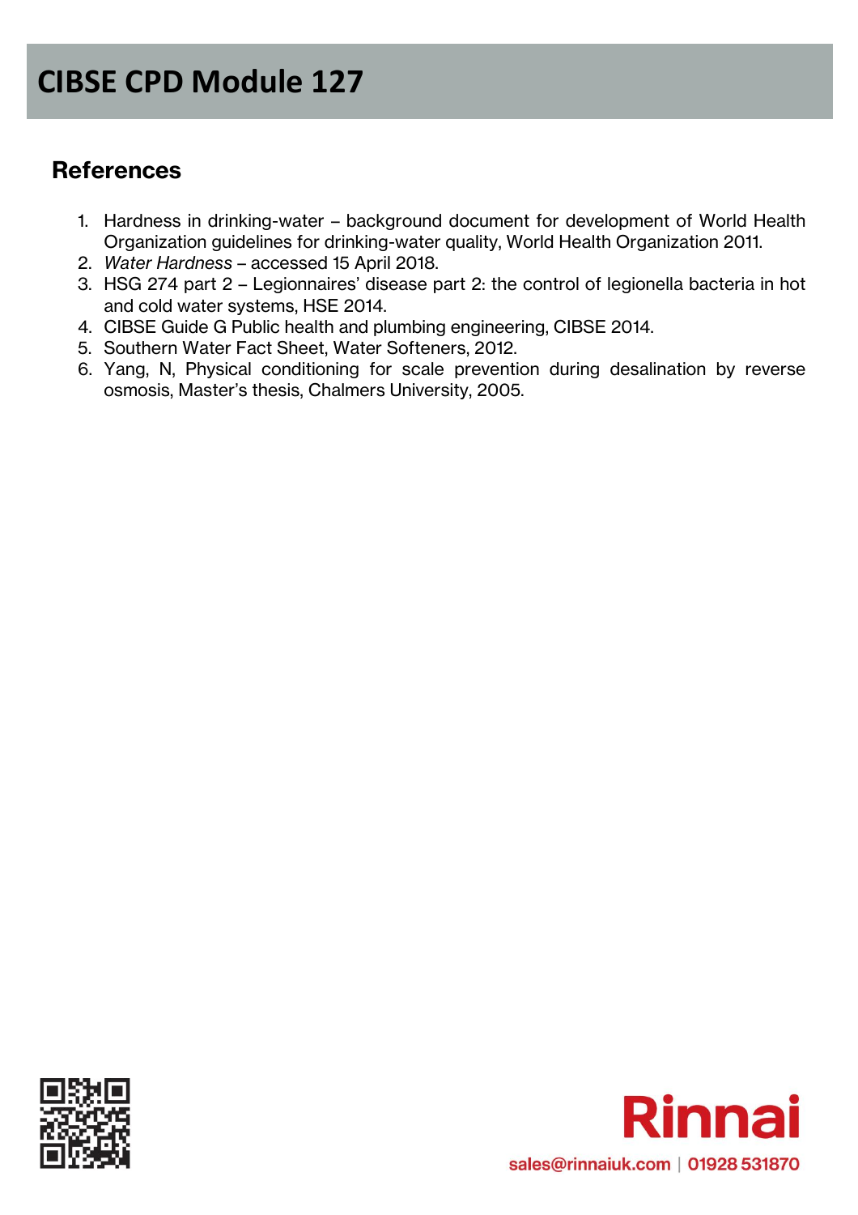## References

1. Hardness in drinking-water – background document for development of World Health Organization guidelines for drinking-water quality, World Health Organization 2011.
2. *Water Hardness* – accessed 15 April 2018.
3. HSG 274 part 2 – Legionnaires' disease part 2: the control of legionella bacteria in hot and cold water systems, HSE 2014.
4. CIBSE Guide G Public health and plumbing engineering, CIBSE 2014.
5. Southern Water Fact Sheet, Water Softeners, 2012.
6. Yang, N, Physical conditioning for scale prevention during desalination by reverse osmosis, Master's thesis, Chalmers University, 2005.

Rinnai

sales@rinnaiuk.com | 01928 531870